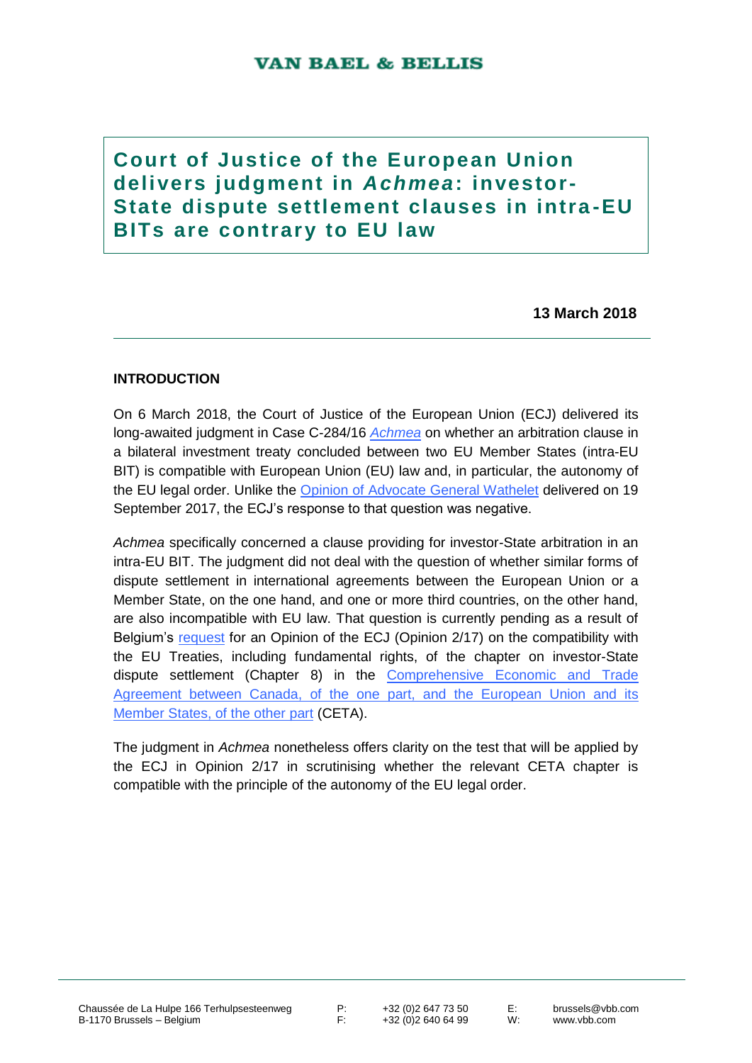VAN BAEL & BELLIS

# Court of Justice of the European Union delivers judgment in *Achmea*: investor-State dispute settlement clauses in intra-EU BITs are contrary to EU law

**13 March 2018**

## INTRODUCTION

On 6 March 2018, the Court of Justice of the European Union (ECJ) delivered its long-awaited judgment in Case C-284/16 *Achmea* on whether an arbitration clause in a bilateral investment treaty concluded between two EU Member States (intra-EU BIT) is compatible with European Union (EU) law and, in particular, the autonomy of the EU legal order. Unlike the Opinion of Advocate General Wathelet delivered on 19 September 2017, the ECJ's response to that question was negative.

*Achmea* specifically concerned a clause providing for investor-State arbitration in an intra-EU BIT. The judgment did not deal with the question of whether similar forms of dispute settlement in international agreements between the European Union or a Member State, on the one hand, and one or more third countries, on the other hand, are also incompatible with EU law. That question is currently pending as a result of Belgium's request for an Opinion of the ECJ (Opinion 2/17) on the compatibility with the EU Treaties, including fundamental rights, of the chapter on investor-State dispute settlement (Chapter 8) in the Comprehensive Economic and Trade Agreement between Canada, of the one part, and the European Union and its Member States, of the other part (CETA).

The judgment in *Achmea* nonetheless offers clarity on the test that will be applied by the ECJ in Opinion 2/17 in scrutinising whether the relevant CETA chapter is compatible with the principle of the autonomy of the EU legal order.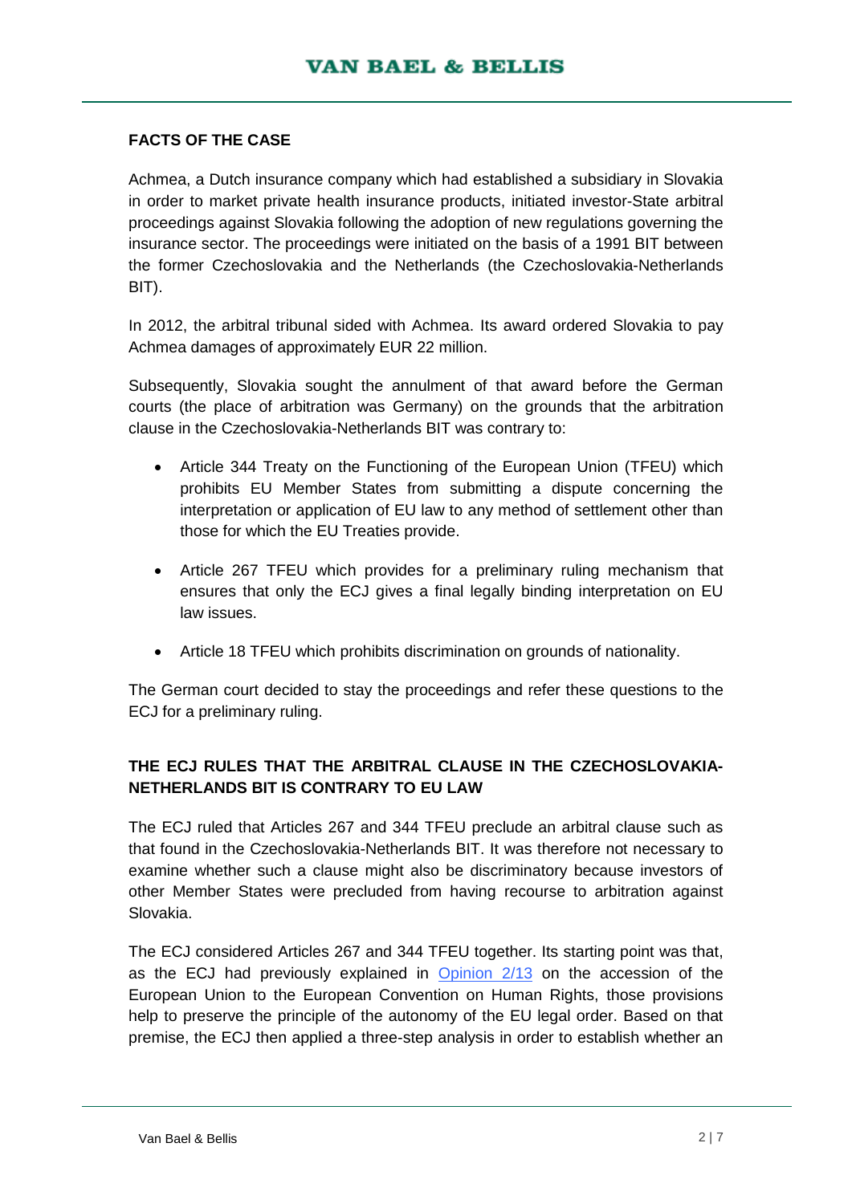## FACTS OF THE CASE

Achmea, a Dutch insurance company which had established a subsidiary in Slovakia in order to market private health insurance products, initiated investor-State arbitral proceedings against Slovakia following the adoption of new regulations governing the insurance sector. The proceedings were initiated on the basis of a 1991 BIT between the former Czechoslovakia and the Netherlands (the Czechoslovakia-Netherlands BIT).

In 2012, the arbitral tribunal sided with Achmea. Its award ordered Slovakia to pay Achmea damages of approximately EUR 22 million.

Subsequently, Slovakia sought the annulment of that award before the German courts (the place of arbitration was Germany) on the grounds that the arbitration clause in the Czechoslovakia-Netherlands BIT was contrary to:

- Article 344 Treaty on the Functioning of the European Union (TFEU) which prohibits EU Member States from submitting a dispute concerning the interpretation or application of EU law to any method of settlement other than those for which the EU Treaties provide.
- Article 267 TFEU which provides for a preliminary ruling mechanism that ensures that only the ECJ gives a final legally binding interpretation on EU law issues.
- Article 18 TFEU which prohibits discrimination on grounds of nationality.

The German court decided to stay the proceedings and refer these questions to the ECJ for a preliminary ruling.

## THE ECJ RULES THAT THE ARBITRAL CLAUSE IN THE CZECHOSLOVAKIA-NETHERLANDS BIT IS CONTRARY TO EU LAW

The ECJ ruled that Articles 267 and 344 TFEU preclude an arbitral clause such as that found in the Czechoslovakia-Netherlands BIT. It was therefore not necessary to examine whether such a clause might also be discriminatory because investors of other Member States were precluded from having recourse to arbitration against Slovakia.

The ECJ considered Articles 267 and 344 TFEU together. Its starting point was that, as the ECJ had previously explained in Opinion 2/13 on the accession of the European Union to the European Convention on Human Rights, those provisions help to preserve the principle of the autonomy of the EU legal order. Based on that premise, the ECJ then applied a three-step analysis in order to establish whether an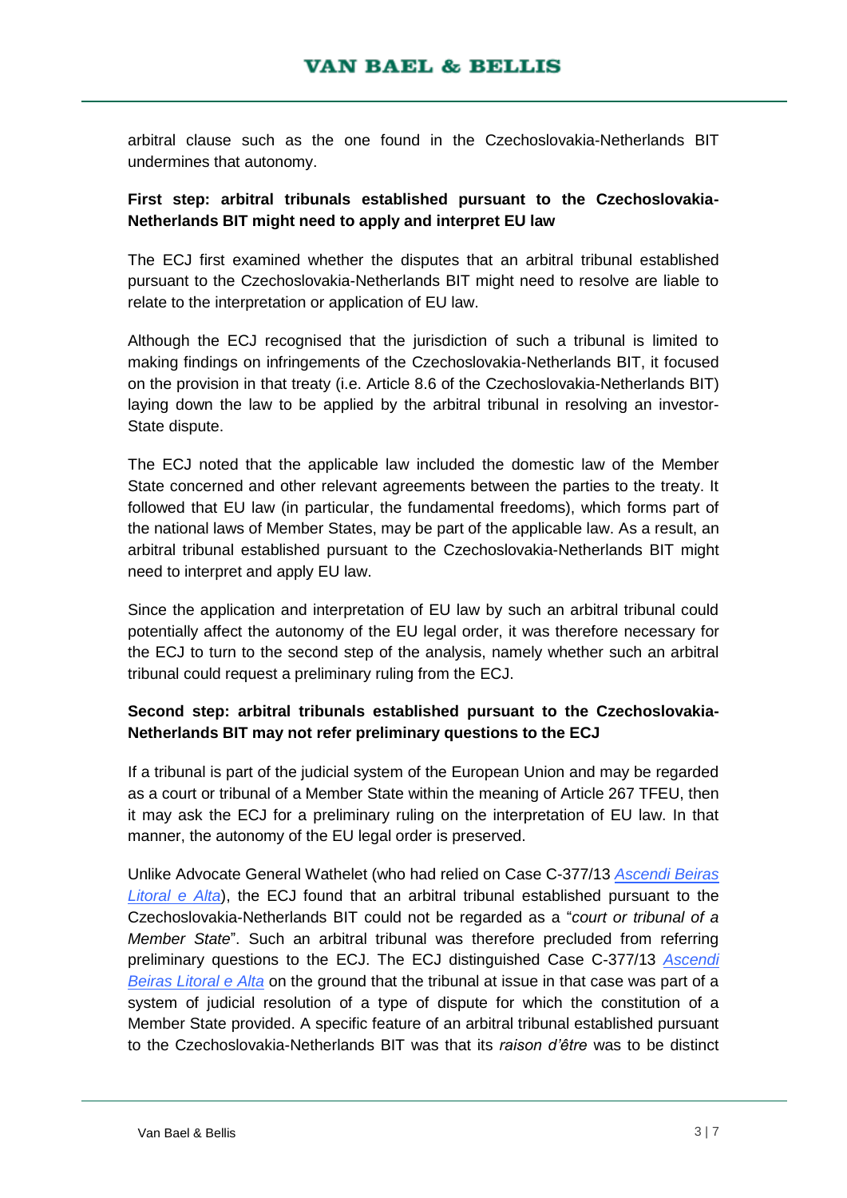arbitral clause such as the one found in the Czechoslovakia-Netherlands BIT undermines that autonomy.

**First step: arbitral tribunals established pursuant to the Czechoslovakia-Netherlands BIT might need to apply and interpret EU law**

The ECJ first examined whether the disputes that an arbitral tribunal established pursuant to the Czechoslovakia-Netherlands BIT might need to resolve are liable to relate to the interpretation or application of EU law.

Although the ECJ recognised that the jurisdiction of such a tribunal is limited to making findings on infringements of the Czechoslovakia-Netherlands BIT, it focused on the provision in that treaty (i.e. Article 8.6 of the Czechoslovakia-Netherlands BIT) laying down the law to be applied by the arbitral tribunal in resolving an investor-State dispute.

The ECJ noted that the applicable law included the domestic law of the Member State concerned and other relevant agreements between the parties to the treaty. It followed that EU law (in particular, the fundamental freedoms), which forms part of the national laws of Member States, may be part of the applicable law. As a result, an arbitral tribunal established pursuant to the Czechoslovakia-Netherlands BIT might need to interpret and apply EU law.

Since the application and interpretation of EU law by such an arbitral tribunal could potentially affect the autonomy of the EU legal order, it was therefore necessary for the ECJ to turn to the second step of the analysis, namely whether such an arbitral tribunal could request a preliminary ruling from the ECJ.

**Second step: arbitral tribunals established pursuant to the Czechoslovakia-Netherlands BIT may not refer preliminary questions to the ECJ**

If a tribunal is part of the judicial system of the European Union and may be regarded as a court or tribunal of a Member State within the meaning of Article 267 TFEU, then it may ask the ECJ for a preliminary ruling on the interpretation of EU law. In that manner, the autonomy of the EU legal order is preserved.

Unlike Advocate General Wathelet (who had relied on Case C-377/13 *Ascendi Beiras Litoral e Alta*), the ECJ found that an arbitral tribunal established pursuant to the Czechoslovakia-Netherlands BIT could not be regarded as a "*court or tribunal of a Member State*". Such an arbitral tribunal was therefore precluded from referring preliminary questions to the ECJ. The ECJ distinguished Case C-377/13 *Ascendi Beiras Litoral e Alta* on the ground that the tribunal at issue in that case was part of a system of judicial resolution of a type of dispute for which the constitution of a Member State provided. A specific feature of an arbitral tribunal established pursuant to the Czechoslovakia-Netherlands BIT was that its *raison d'être* was to be distinct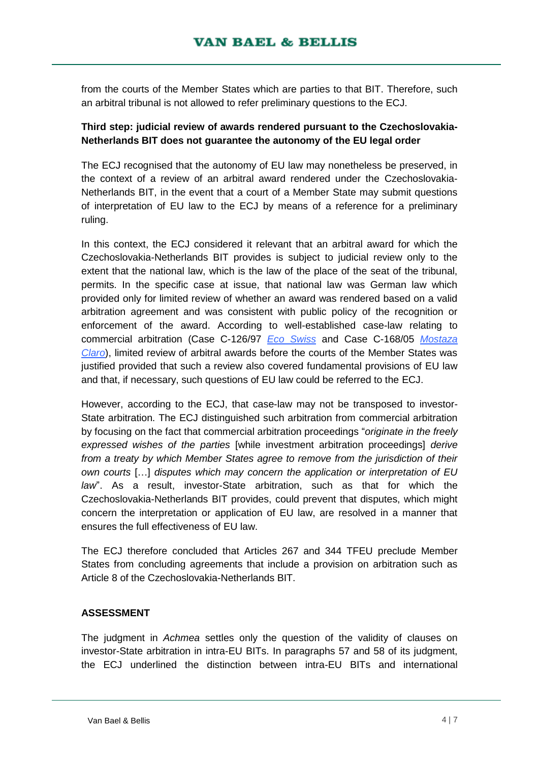from the courts of the Member States which are parties to that BIT. Therefore, such an arbitral tribunal is not allowed to refer preliminary questions to the ECJ.

**Third step: judicial review of awards rendered pursuant to the Czechoslovakia-Netherlands BIT does not guarantee the autonomy of the EU legal order**

The ECJ recognised that the autonomy of EU law may nonetheless be preserved, in the context of a review of an arbitral award rendered under the Czechoslovakia-Netherlands BIT, in the event that a court of a Member State may submit questions of interpretation of EU law to the ECJ by means of a reference for a preliminary ruling.

In this context, the ECJ considered it relevant that an arbitral award for which the Czechoslovakia-Netherlands BIT provides is subject to judicial review only to the extent that the national law, which is the law of the place of the seat of the tribunal, permits. In the specific case at issue, that national law was German law which provided only for limited review of whether an award was rendered based on a valid arbitration agreement and was consistent with public policy of the recognition or enforcement of the award. According to well-established case-law relating to commercial arbitration (Case C-126/97 *Eco Swiss* and Case C-168/05 *Mostaza Claro*), limited review of arbitral awards before the courts of the Member States was justified provided that such a review also covered fundamental provisions of EU law and that, if necessary, such questions of EU law could be referred to the ECJ.

However, according to the ECJ, that case-law may not be transposed to investor-State arbitration. The ECJ distinguished such arbitration from commercial arbitration by focusing on the fact that commercial arbitration proceedings "*originate in the freely expressed wishes of the parties* [while investment arbitration proceedings] *derive from a treaty by which Member States agree to remove from the jurisdiction of their own courts* […] *disputes which may concern the application or interpretation of EU law*". As a result, investor-State arbitration, such as that for which the Czechoslovakia-Netherlands BIT provides, could prevent that disputes, which might concern the interpretation or application of EU law, are resolved in a manner that ensures the full effectiveness of EU law.

The ECJ therefore concluded that Articles 267 and 344 TFEU preclude Member States from concluding agreements that include a provision on arbitration such as Article 8 of the Czechoslovakia-Netherlands BIT.

**ASSESSMENT**

The judgment in *Achmea* settles only the question of the validity of clauses on investor-State arbitration in intra-EU BITs. In paragraphs 57 and 58 of its judgment, the ECJ underlined the distinction between intra-EU BITs and international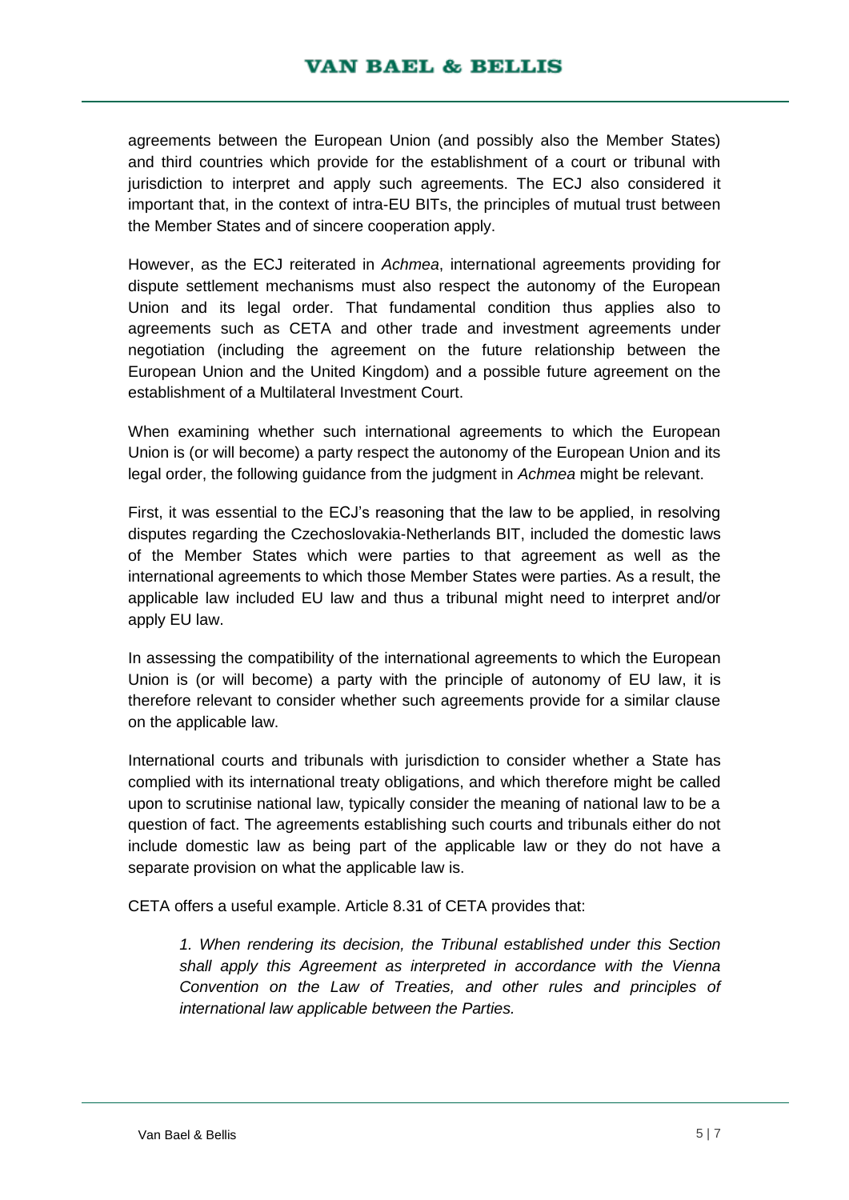agreements between the European Union (and possibly also the Member States) and third countries which provide for the establishment of a court or tribunal with jurisdiction to interpret and apply such agreements. The ECJ also considered it important that, in the context of intra-EU BITs, the principles of mutual trust between the Member States and of sincere cooperation apply.

However, as the ECJ reiterated in *Achmea*, international agreements providing for dispute settlement mechanisms must also respect the autonomy of the European Union and its legal order. That fundamental condition thus applies also to agreements such as CETA and other trade and investment agreements under negotiation (including the agreement on the future relationship between the European Union and the United Kingdom) and a possible future agreement on the establishment of a Multilateral Investment Court.

When examining whether such international agreements to which the European Union is (or will become) a party respect the autonomy of the European Union and its legal order, the following guidance from the judgment in *Achmea* might be relevant.

First, it was essential to the ECJ's reasoning that the law to be applied, in resolving disputes regarding the Czechoslovakia-Netherlands BIT, included the domestic laws of the Member States which were parties to that agreement as well as the international agreements to which those Member States were parties. As a result, the applicable law included EU law and thus a tribunal might need to interpret and/or apply EU law.

In assessing the compatibility of the international agreements to which the European Union is (or will become) a party with the principle of autonomy of EU law, it is therefore relevant to consider whether such agreements provide for a similar clause on the applicable law.

International courts and tribunals with jurisdiction to consider whether a State has complied with its international treaty obligations, and which therefore might be called upon to scrutinise national law, typically consider the meaning of national law to be a question of fact. The agreements establishing such courts and tribunals either do not include domestic law as being part of the applicable law or they do not have a separate provision on what the applicable law is.

CETA offers a useful example. Article 8.31 of CETA provides that:

> *1. When rendering its decision, the Tribunal established under this Section shall apply this Agreement as interpreted in accordance with the Vienna Convention on the Law of Treaties, and other rules and principles of international law applicable between the Parties.*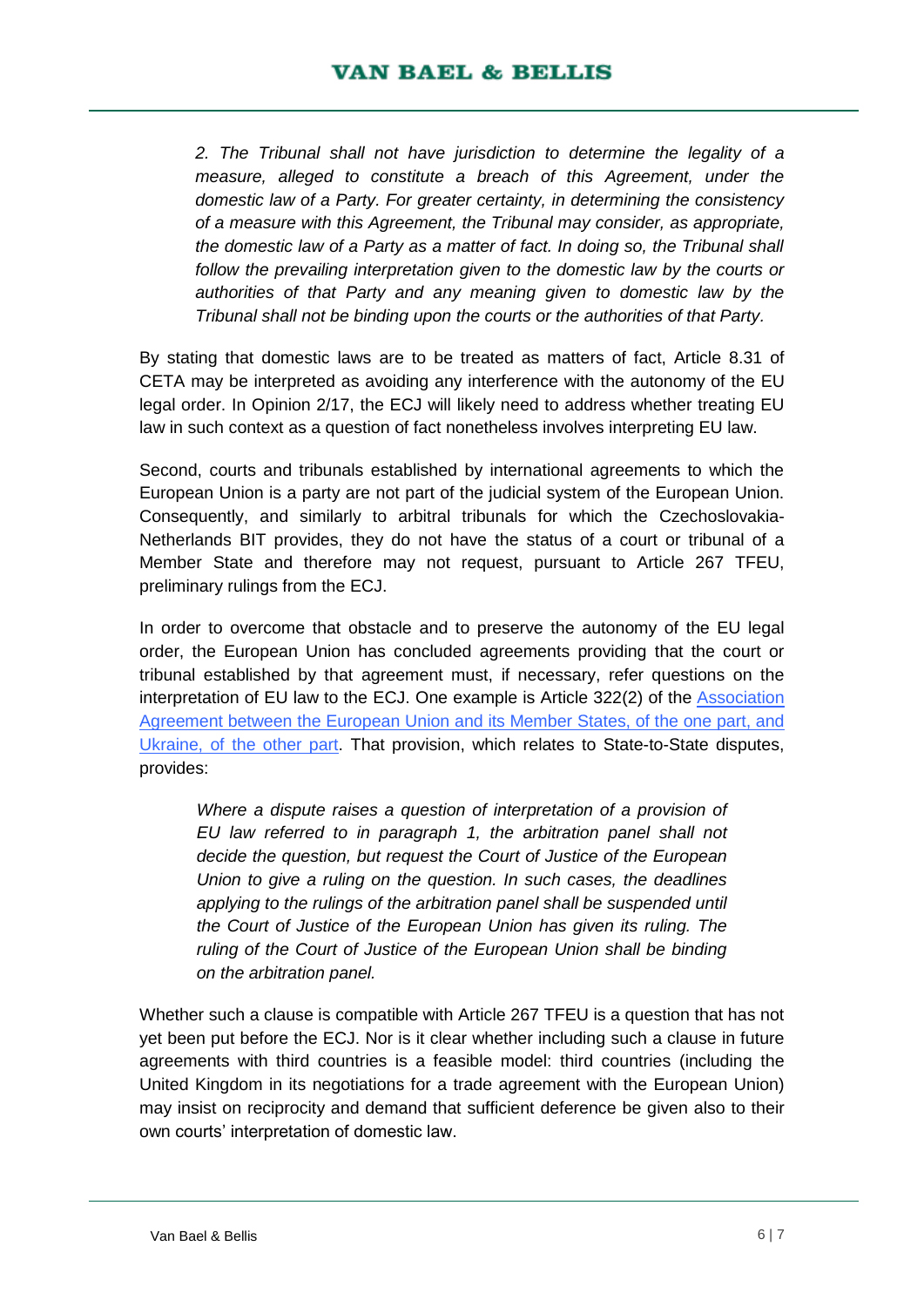> *2. The Tribunal shall not have jurisdiction to determine the legality of a measure, alleged to constitute a breach of this Agreement, under the domestic law of a Party. For greater certainty, in determining the consistency of a measure with this Agreement, the Tribunal may consider, as appropriate, the domestic law of a Party as a matter of fact. In doing so, the Tribunal shall follow the prevailing interpretation given to the domestic law by the courts or authorities of that Party and any meaning given to domestic law by the Tribunal shall not be binding upon the courts or the authorities of that Party.*

By stating that domestic laws are to be treated as matters of fact, Article 8.31 of CETA may be interpreted as avoiding any interference with the autonomy of the EU legal order. In Opinion 2/17, the ECJ will likely need to address whether treating EU law in such context as a question of fact nonetheless involves interpreting EU law.

Second, courts and tribunals established by international agreements to which the European Union is a party are not part of the judicial system of the European Union. Consequently, and similarly to arbitral tribunals for which the Czechoslovakia-Netherlands BIT provides, they do not have the status of a court or tribunal of a Member State and therefore may not request, pursuant to Article 267 TFEU, preliminary rulings from the ECJ.

In order to overcome that obstacle and to preserve the autonomy of the EU legal order, the European Union has concluded agreements providing that the court or tribunal established by that agreement must, if necessary, refer questions on the interpretation of EU law to the ECJ. One example is Article 322(2) of the Association Agreement between the European Union and its Member States, of the one part, and Ukraine, of the other part. That provision, which relates to State-to-State disputes, provides:

> *Where a dispute raises a question of interpretation of a provision of EU law referred to in paragraph 1, the arbitration panel shall not decide the question, but request the Court of Justice of the European Union to give a ruling on the question. In such cases, the deadlines applying to the rulings of the arbitration panel shall be suspended until the Court of Justice of the European Union has given its ruling. The ruling of the Court of Justice of the European Union shall be binding on the arbitration panel.*

Whether such a clause is compatible with Article 267 TFEU is a question that has not yet been put before the ECJ. Nor is it clear whether including such a clause in future agreements with third countries is a feasible model: third countries (including the United Kingdom in its negotiations for a trade agreement with the European Union) may insist on reciprocity and demand that sufficient deference be given also to their own courts' interpretation of domestic law.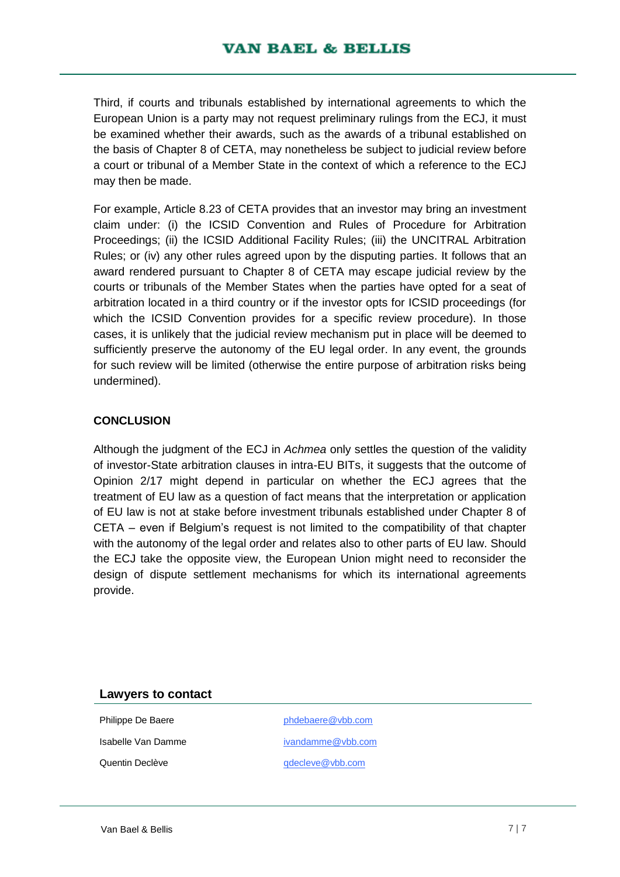Third, if courts and tribunals established by international agreements to which the European Union is a party may not request preliminary rulings from the ECJ, it must be examined whether their awards, such as the awards of a tribunal established on the basis of Chapter 8 of CETA, may nonetheless be subject to judicial review before a court or tribunal of a Member State in the context of which a reference to the ECJ may then be made.

For example, Article 8.23 of CETA provides that an investor may bring an investment claim under: (i) the ICSID Convention and Rules of Procedure for Arbitration Proceedings; (ii) the ICSID Additional Facility Rules; (iii) the UNCITRAL Arbitration Rules; or (iv) any other rules agreed upon by the disputing parties. It follows that an award rendered pursuant to Chapter 8 of CETA may escape judicial review by the courts or tribunals of the Member States when the parties have opted for a seat of arbitration located in a third country or if the investor opts for ICSID proceedings (for which the ICSID Convention provides for a specific review procedure). In those cases, it is unlikely that the judicial review mechanism put in place will be deemed to sufficiently preserve the autonomy of the EU legal order. In any event, the grounds for such review will be limited (otherwise the entire purpose of arbitration risks being undermined).

## CONCLUSION

Although the judgment of the ECJ in *Achmea* only settles the question of the validity of investor-State arbitration clauses in intra-EU BITs, it suggests that the outcome of Opinion 2/17 might depend in particular on whether the ECJ agrees that the treatment of EU law as a question of fact means that the interpretation or application of EU law is not at stake before investment tribunals established under Chapter 8 of CETA – even if Belgium's request is not limited to the compatibility of that chapter with the autonomy of the legal order and relates also to other parts of EU law. Should the ECJ take the opposite view, the European Union might need to reconsider the design of dispute settlement mechanisms for which its international agreements provide.

### Lawyers to contact

| | |
|---|---|
| Philippe De Baere | phdebaere@vbb.com |
| Isabelle Van Damme | ivandamme@vbb.com |
| Quentin Declève | qdecleve@vbb.com |